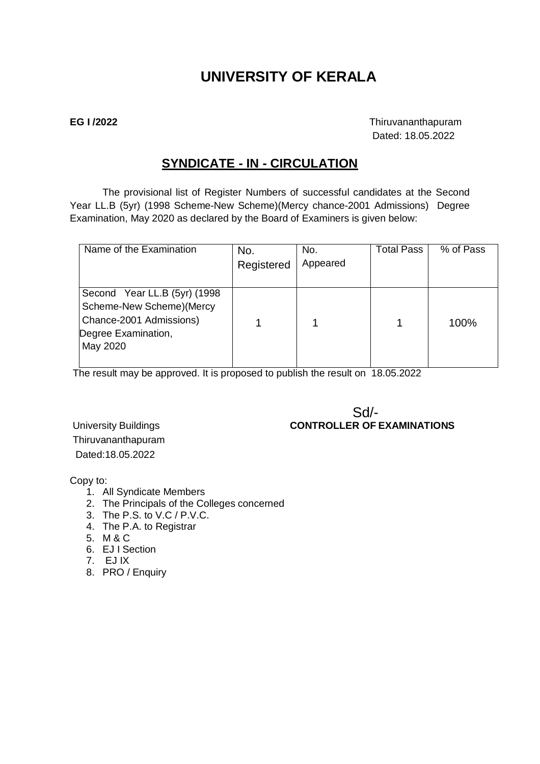# UNIVERSITY OF KERALA

**EG I /2022**

Thiruvananthapuram
Dated: 18.05.2022

## SYNDICATE - IN - CIRCULATION

The provisional list of Register Numbers of successful candidates at the Second Year LL.B (5yr) (1998 Scheme-New Scheme)(Mercy chance-2001 Admissions) Degree Examination, May 2020 as declared by the Board of Examiners is given below:

| Name of the Examination | No. Registered | No. Appeared | Total Pass | % of Pass |
|---|---|---|---|---|
| Second Year LL.B (5yr) (1998 Scheme-New Scheme)(Mercy Chance-2001 Admissions) Degree Examination, May 2020 | 1 | 1 | 1 | 100% |

The result may be approved. It is proposed to publish the result on 18.05.2022

Sd/-
**CONTROLLER OF EXAMINATIONS**

University Buildings
Thiruvananthapuram
Dated:18.05.2022

Copy to:

1. All Syndicate Members
2. The Principals of the Colleges concerned
3. The P.S. to V.C / P.V.C.
4. The P.A. to Registrar
5. M & C
6. EJ I Section
7. EJ IX
8. PRO / Enquiry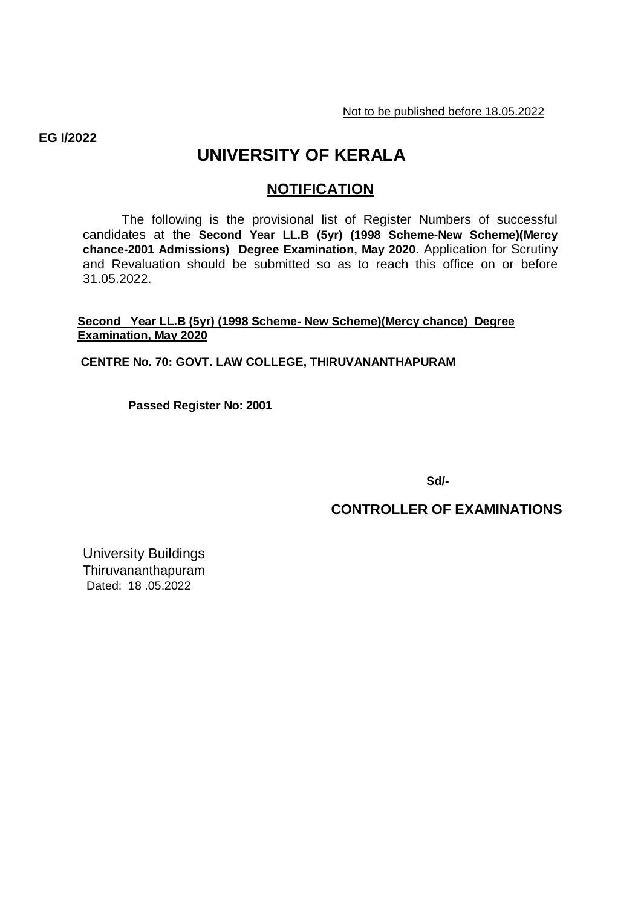Not to be published before 18.05.2022

**EG I/2022**

# UNIVERSITY OF KERALA

## NOTIFICATION

The following is the provisional list of Register Numbers of successful candidates at the **Second Year LL.B (5yr) (1998 Scheme-New Scheme)(Mercy chance-2001 Admissions) Degree Examination, May 2020.** Application for Scrutiny and Revaluation should be submitted so as to reach this office on or before 31.05.2022.

**Second Year LL.B (5yr) (1998 Scheme- New Scheme)(Mercy chance) Degree Examination, May 2020**

**CENTRE No. 70: GOVT. LAW COLLEGE, THIRUVANANTHAPURAM**

**Passed Register No: 2001**

**Sd/-**

**CONTROLLER OF EXAMINATIONS**

University Buildings
Thiruvananthapuram
Dated: 18 .05.2022